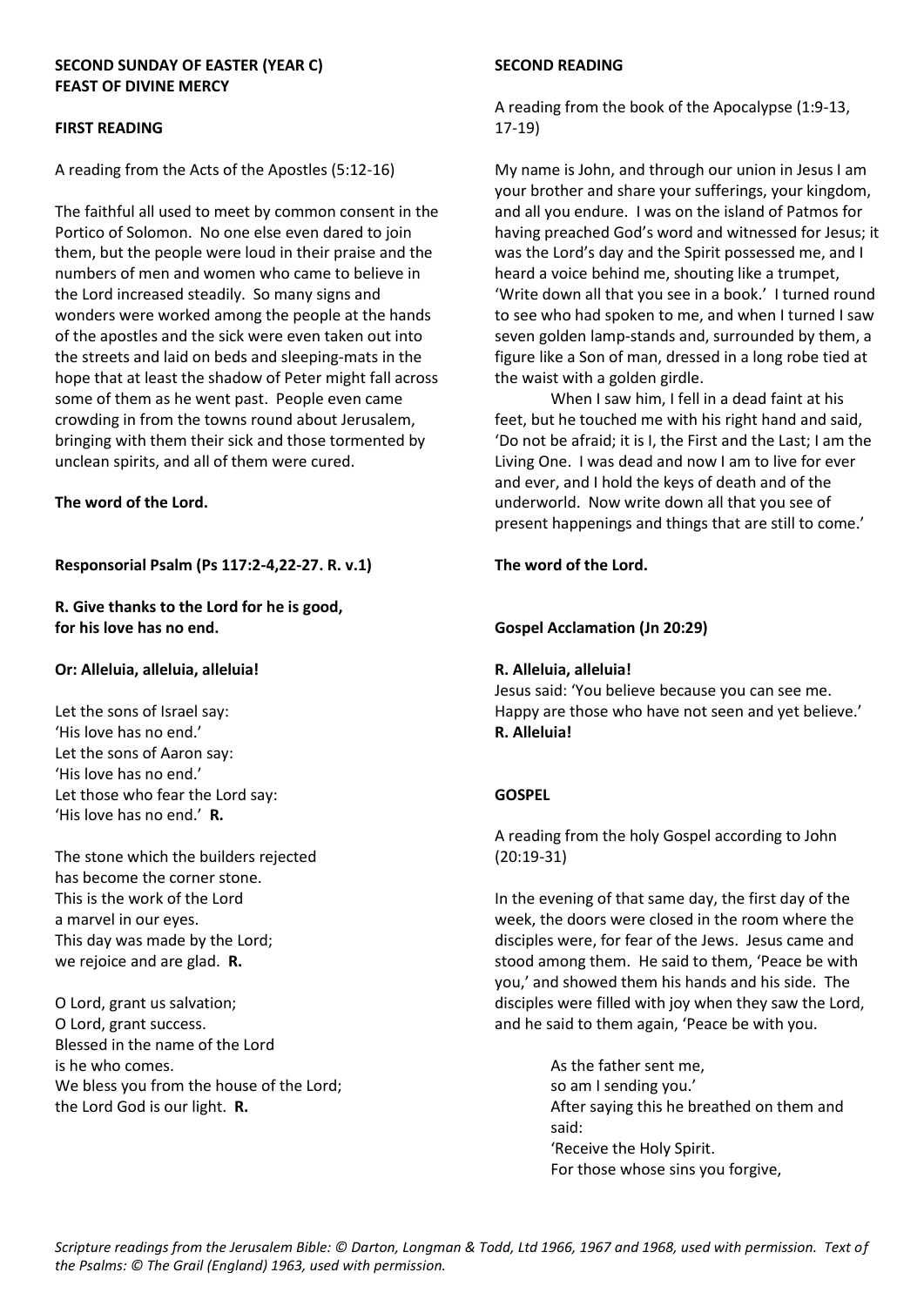**SECOND SUNDAY OF EASTER (YEAR C)**
**FEAST OF DIVINE MERCY**

**FIRST READING**

A reading from the Acts of the Apostles (5:12-16)

The faithful all used to meet by common consent in the Portico of Solomon. No one else even dared to join them, but the people were loud in their praise and the numbers of men and women who came to believe in the Lord increased steadily. So many signs and wonders were worked among the people at the hands of the apostles and the sick were even taken out into the streets and laid on beds and sleeping-mats in the hope that at least the shadow of Peter might fall across some of them as he went past. People even came crowding in from the towns round about Jerusalem, bringing with them their sick and those tormented by unclean spirits, and all of them were cured.

**The word of the Lord.**

**Responsorial Psalm (Ps 117:2-4,22-27. R. v.1)**

**R. Give thanks to the Lord for he is good,**
**for his love has no end.**

**Or: Alleluia, alleluia, alleluia!**

Let the sons of Israel say:
'His love has no end.'
Let the sons of Aaron say:
'His love has no end.'
Let those who fear the Lord say:
'His love has no end.' **R.**

The stone which the builders rejected
has become the corner stone.
This is the work of the Lord
a marvel in our eyes.
This day was made by the Lord;
we rejoice and are glad. **R.**

O Lord, grant us salvation;
O Lord, grant success.
Blessed in the name of the Lord
is he who comes.
We bless you from the house of the Lord;
the Lord God is our light. **R.**

**SECOND READING**

A reading from the book of the Apocalypse (1:9-13, 17-19)

My name is John, and through our union in Jesus I am your brother and share your sufferings, your kingdom, and all you endure. I was on the island of Patmos for having preached God's word and witnessed for Jesus; it was the Lord's day and the Spirit possessed me, and I heard a voice behind me, shouting like a trumpet, 'Write down all that you see in a book.' I turned round to see who had spoken to me, and when I turned I saw seven golden lamp-stands and, surrounded by them, a figure like a Son of man, dressed in a long robe tied at the waist with a golden girdle.

When I saw him, I fell in a dead faint at his feet, but he touched me with his right hand and said, 'Do not be afraid; it is I, the First and the Last; I am the Living One. I was dead and now I am to live for ever and ever, and I hold the keys of death and of the underworld. Now write down all that you see of present happenings and things that are still to come.'

**The word of the Lord.**

**Gospel Acclamation (Jn 20:29)**

**R. Alleluia, alleluia!**
Jesus said: 'You believe because you can see me.
Happy are those who have not seen and yet believe.'
**R. Alleluia!**

**GOSPEL**

A reading from the holy Gospel according to John (20:19-31)

In the evening of that same day, the first day of the week, the doors were closed in the room where the disciples were, for fear of the Jews. Jesus came and stood among them. He said to them, 'Peace be with you,' and showed them his hands and his side. The disciples were filled with joy when they saw the Lord, and he said to them again, 'Peace be with you.

As the father sent me,
so am I sending you.'
After saying this he breathed on them and said:
'Receive the Holy Spirit.
For those whose sins you forgive,

*Scripture readings from the Jerusalem Bible: © Darton, Longman & Todd, Ltd 1966, 1967 and 1968, used with permission. Text of the Psalms: © The Grail (England) 1963, used with permission.*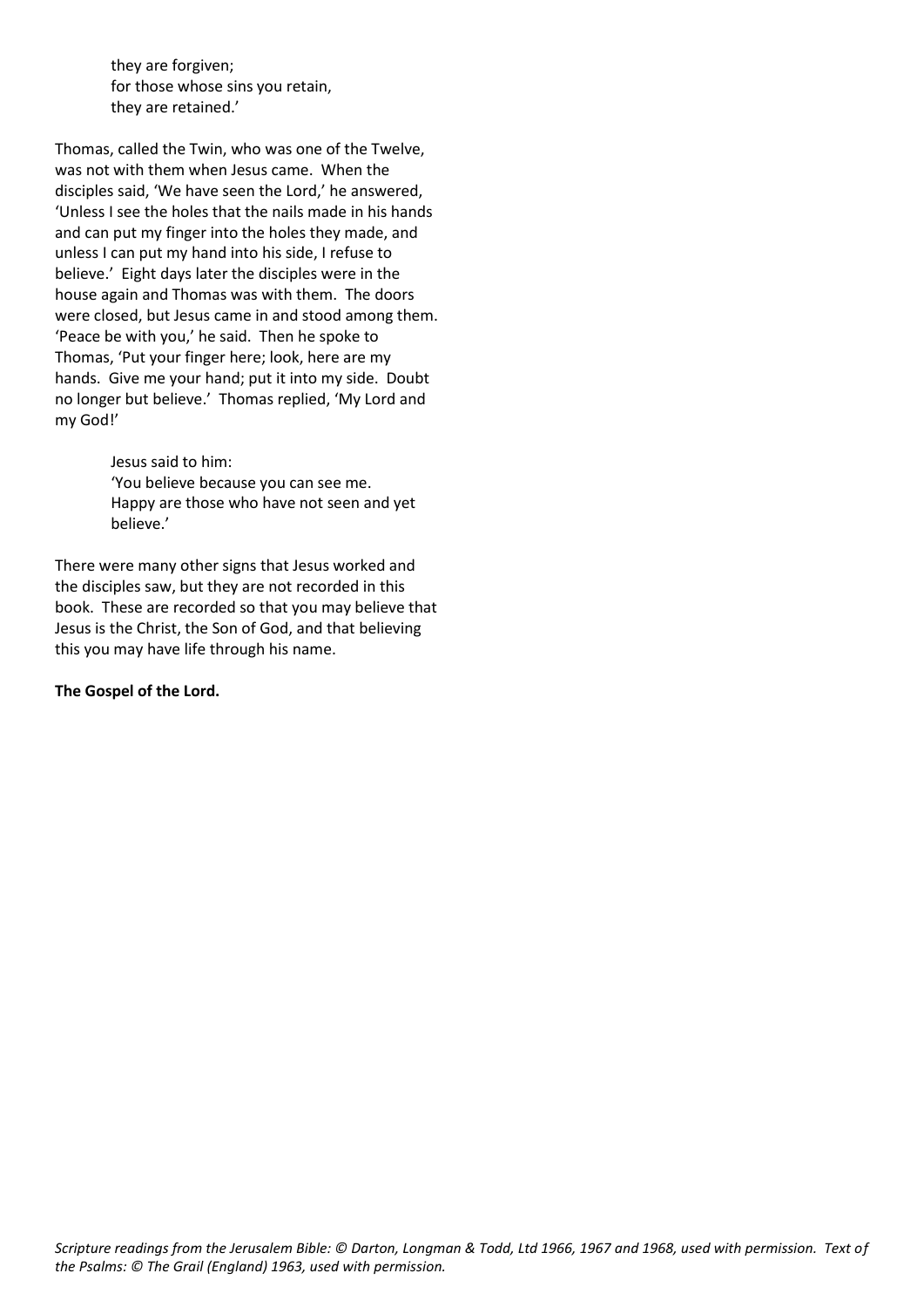they are forgiven;
for those whose sins you retain,
they are retained.'

Thomas, called the Twin, who was one of the Twelve, was not with them when Jesus came. When the disciples said, 'We have seen the Lord,' he answered, 'Unless I see the holes that the nails made in his hands and can put my finger into the holes they made, and unless I can put my hand into his side, I refuse to believe.' Eight days later the disciples were in the house again and Thomas was with them. The doors were closed, but Jesus came in and stood among them. 'Peace be with you,' he said. Then he spoke to Thomas, 'Put your finger here; look, here are my hands. Give me your hand; put it into my side. Doubt no longer but believe.' Thomas replied, 'My Lord and my God!'

Jesus said to him:
'You believe because you can see me.
Happy are those who have not seen and yet believe.'

There were many other signs that Jesus worked and the disciples saw, but they are not recorded in this book. These are recorded so that you may believe that Jesus is the Christ, the Son of God, and that believing this you may have life through his name.

**The Gospel of the Lord.**

*Scripture readings from the Jerusalem Bible: © Darton, Longman & Todd, Ltd 1966, 1967 and 1968, used with permission. Text of the Psalms: © The Grail (England) 1963, used with permission.*